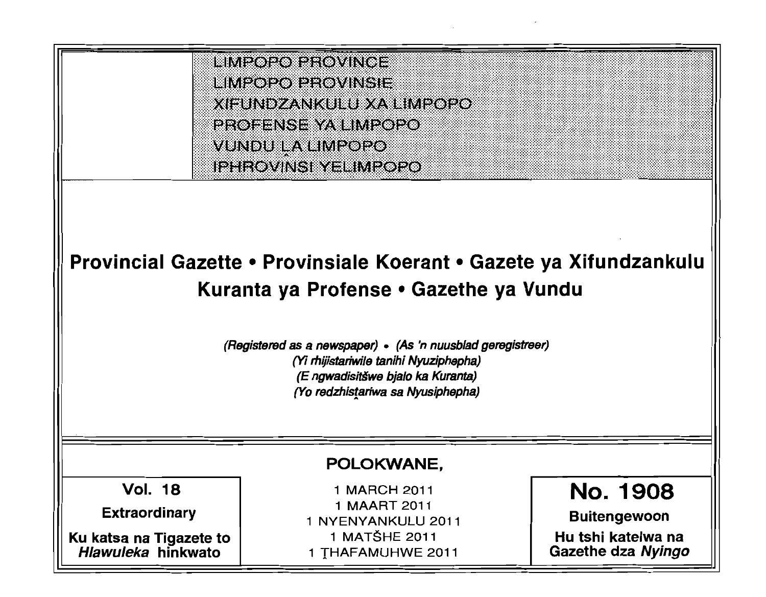LIMPOPO PROVINCE
LIMPOPO PROVINSIE
XIFUNDZANKULU XA LIMPOPO
PROFENSE YA LIMPOPO
VUNDU LA LIMPOPO
IPHROVINSI YELIMPOPO

# Provincial Gazette • Provinsiale Koerant • Gazete ya Xifundzankulu Kuranta ya Profense • Gazethe ya Vundu

*(Registered as a newspaper)* • *(As 'n nuusblad geregistreer)*
*(Yi rhijistariwile tanihi Nyuziphepha)*
*(E ngwadisitšwe bjalo ka Kuranta)*
*(Yo redzhistariwa sa Nyusiphepha)*

**POLOKWANE,**

**Vol. 18**

**Extraordinary**

**Ku katsa na Tigazete to *Hlawuleka* hinkwato**

1 MARCH 2011
1 MAART 2011
1 NYENYANKULU 2011
1 MATŠHE 2011
1 ṬHAFAMUHWE 2011

**No. 1908**

**Buitengewoon**

**Hu tshi katelwa na Gazethe dza *Nyingo***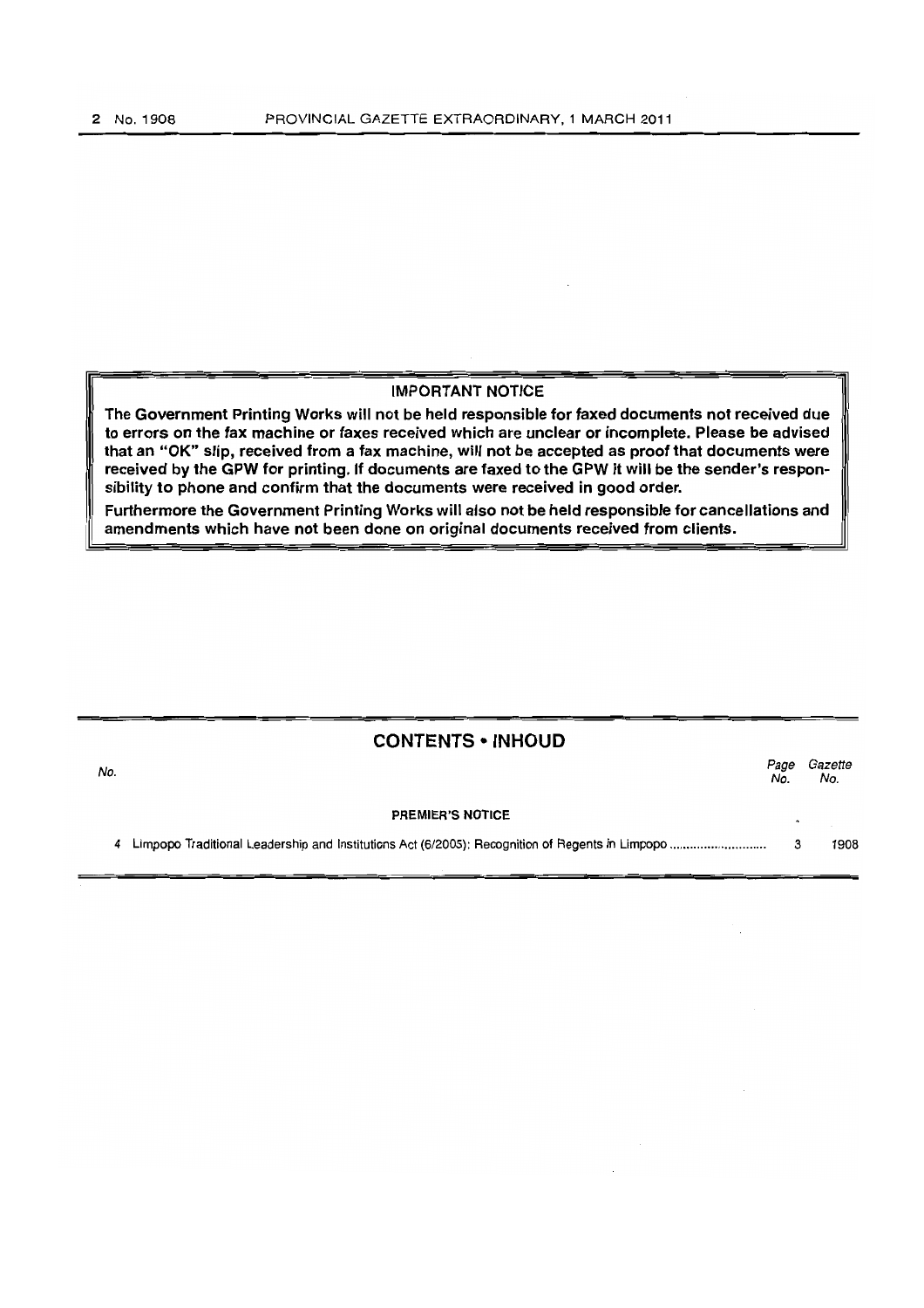**IMPORTANT NOTICE**

**The Government Printing Works will not be held responsible for faxed documents not received due to errors on the fax machine or faxes received which are unclear or incomplete. Please be advised that an "OK" slip, received from a fax machine, will not be accepted as proof that documents were received by the GPW for printing. If documents are faxed to the GPW it will be the sender's responsibility to phone and confirm that the documents were received in good order.**

**Furthermore the Government Printing Works will also not be held responsible for cancellations and amendments which have not been done on original documents received from clients.**

## CONTENTS • INHOUD

| No. | | Page No. | Gazette No. |
|---|---|---|---|
| | **PREMIER'S NOTICE** | | |
| 4 | Limpopo Traditional Leadership and Institutions Act (6/2005): Recognition of Regents in Limpopo ............................ | 3 | 1908 |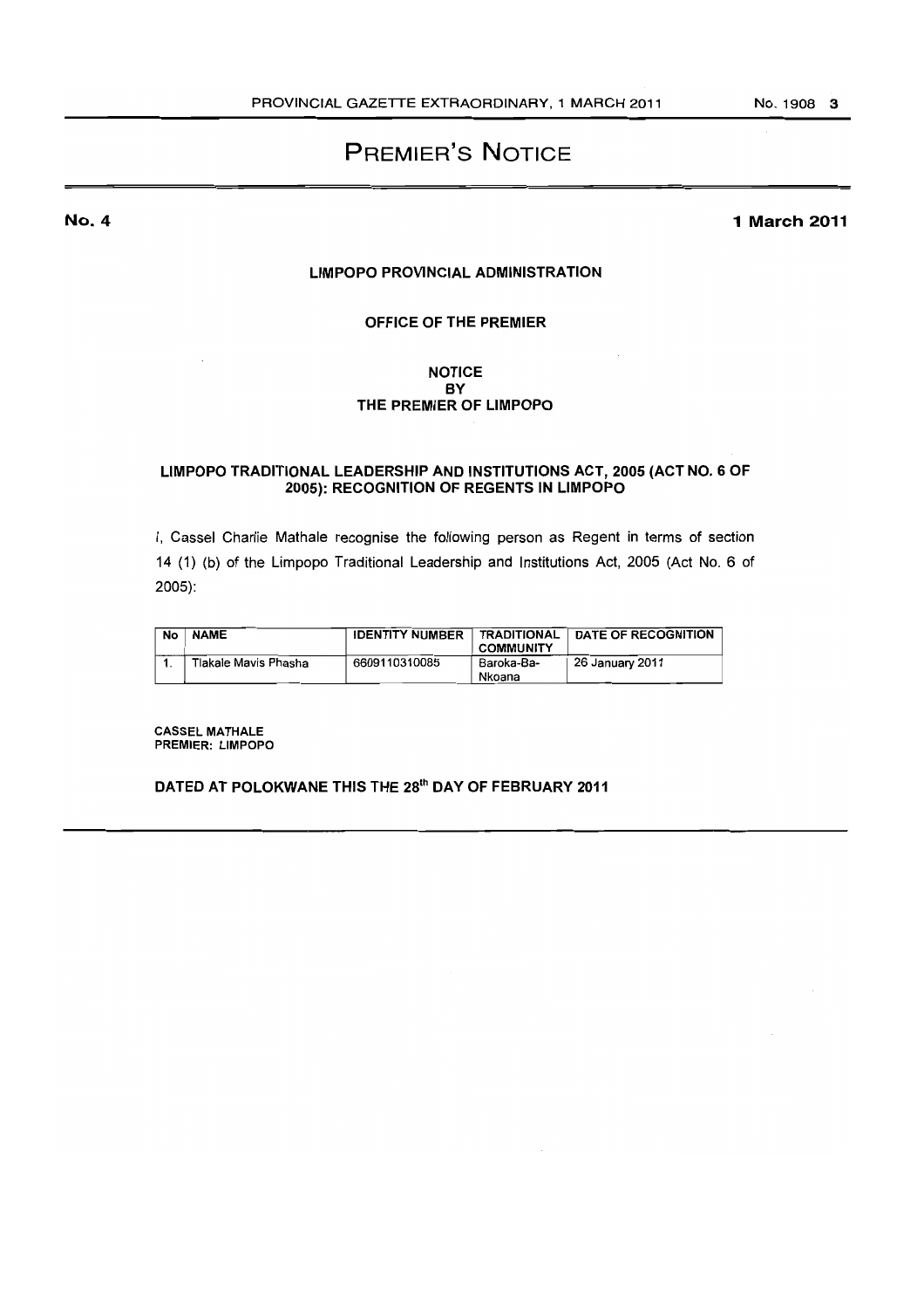# PREMIER'S NOTICE

**No. 4** **1 March 2011**

**LIMPOPO PROVINCIAL ADMINISTRATION**

**OFFICE OF THE PREMIER**

**NOTICE**
**BY**
**THE PREMIER OF LIMPOPO**

**LIMPOPO TRADITIONAL LEADERSHIP AND INSTITUTIONS ACT, 2005 (ACT NO. 6 OF 2005): RECOGNITION OF REGENTS IN LIMPOPO**

I, Cassel Charlie Mathale recognise the following person as Regent in terms of section 14 (1) (b) of the Limpopo Traditional Leadership and Institutions Act, 2005 (Act No. 6 of 2005):

| No | NAME | IDENTITY NUMBER | TRADITIONAL COMMUNITY | DATE OF RECOGNITION |
|---|---|---|---|---|
| 1. | Tlakale Mavis Phasha | 6609110310085 | Baroka-Ba-Nkoana | 26 January 2011 |

**CASSEL MATHALE**
**PREMIER: LIMPOPO**

**DATED AT POLOKWANE THIS THE 28th DAY OF FEBRUARY 2011**